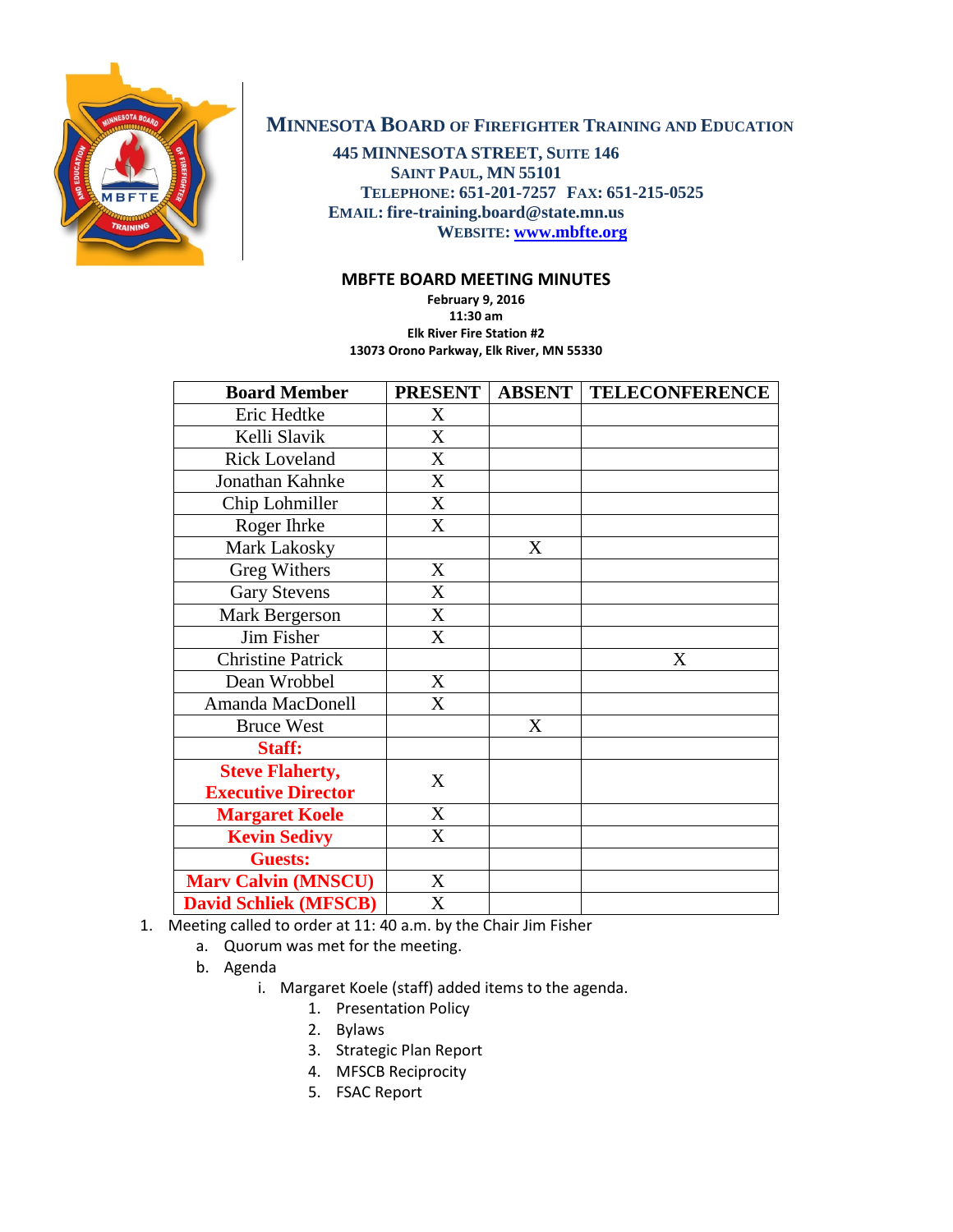# Minnesota Board of Firefighter Training and Education

**445 Minnesota Street, Suite 146**
**Saint Paul, MN 55101**
**Telephone: 651-201-7257 Fax: 651-215-0525**
**Email: fire-training.board@state.mn.us**
**Website: www.mbfte.org**

## MBFTE BOARD MEETING MINUTES

**February 9, 2016**
**11:30 am**
**Elk River Fire Station #2**
**13073 Orono Parkway, Elk River, MN 55330**

| Board Member | PRESENT | ABSENT | TELECONFERENCE |
|---|---|---|---|
| Eric Hedtke | X | | |
| Kelli Slavik | X | | |
| Rick Loveland | X | | |
| Jonathan Kahnke | X | | |
| Chip Lohmiller | X | | |
| Roger Ihrke | X | | |
| Mark Lakosky | | X | |
| Greg Withers | X | | |
| Gary Stevens | X | | |
| Mark Bergerson | X | | |
| Jim Fisher | X | | |
| Christine Patrick | | | X |
| Dean Wrobbel | X | | |
| Amanda MacDonell | X | | |
| Bruce West | | X | |
| **Staff:** | | | |
| **Steve Flaherty, Executive Director** | X | | |
| **Margaret Koele** | X | | |
| **Kevin Sedivy** | X | | |
| **Guests:** | | | |
| **Marv Calvin (MNSCU)** | X | | |
| **David Schliek (MFSCB)** | X | | |

1. Meeting called to order at 11: 40 a.m. by the Chair Jim Fisher
   a. Quorum was met for the meeting.
   b. Agenda
      i. Margaret Koele (staff) added items to the agenda.
         1. Presentation Policy
         2. Bylaws
         3. Strategic Plan Report
         4. MFSCB Reciprocity
         5. FSAC Report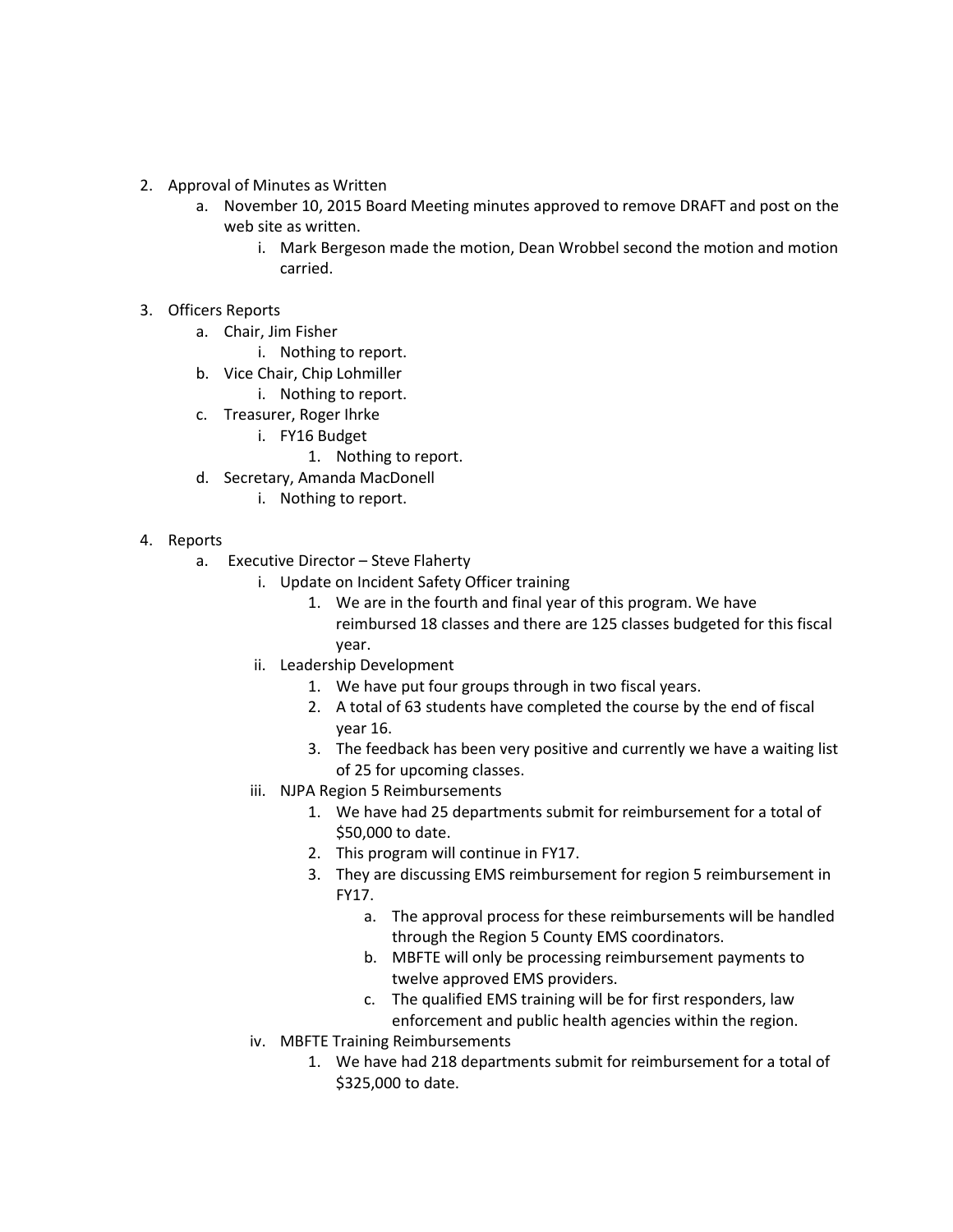2. Approval of Minutes as Written
    a. November 10, 2015 Board Meeting minutes approved to remove DRAFT and post on the web site as written.
        i. Mark Bergeson made the motion, Dean Wrobbel second the motion and motion carried.

3. Officers Reports
    a. Chair, Jim Fisher
        i. Nothing to report.
    b. Vice Chair, Chip Lohmiller
        i. Nothing to report.
    c. Treasurer, Roger Ihrke
        i. FY16 Budget
            1. Nothing to report.
    d. Secretary, Amanda MacDonell
        i. Nothing to report.

4. Reports
    a. Executive Director – Steve Flaherty
        i. Update on Incident Safety Officer training
            1. We are in the fourth and final year of this program. We have reimbursed 18 classes and there are 125 classes budgeted for this fiscal year.
        ii. Leadership Development
            1. We have put four groups through in two fiscal years.
            2. A total of 63 students have completed the course by the end of fiscal year 16.
            3. The feedback has been very positive and currently we have a waiting list of 25 for upcoming classes.
        iii. NJPA Region 5 Reimbursements
            1. We have had 25 departments submit for reimbursement for a total of $50,000 to date.
            2. This program will continue in FY17.
            3. They are discussing EMS reimbursement for region 5 reimbursement in FY17.
                a. The approval process for these reimbursements will be handled through the Region 5 County EMS coordinators.
                b. MBFTE will only be processing reimbursement payments to twelve approved EMS providers.
                c. The qualified EMS training will be for first responders, law enforcement and public health agencies within the region.
        iv. MBFTE Training Reimbursements
            1. We have had 218 departments submit for reimbursement for a total of $325,000 to date.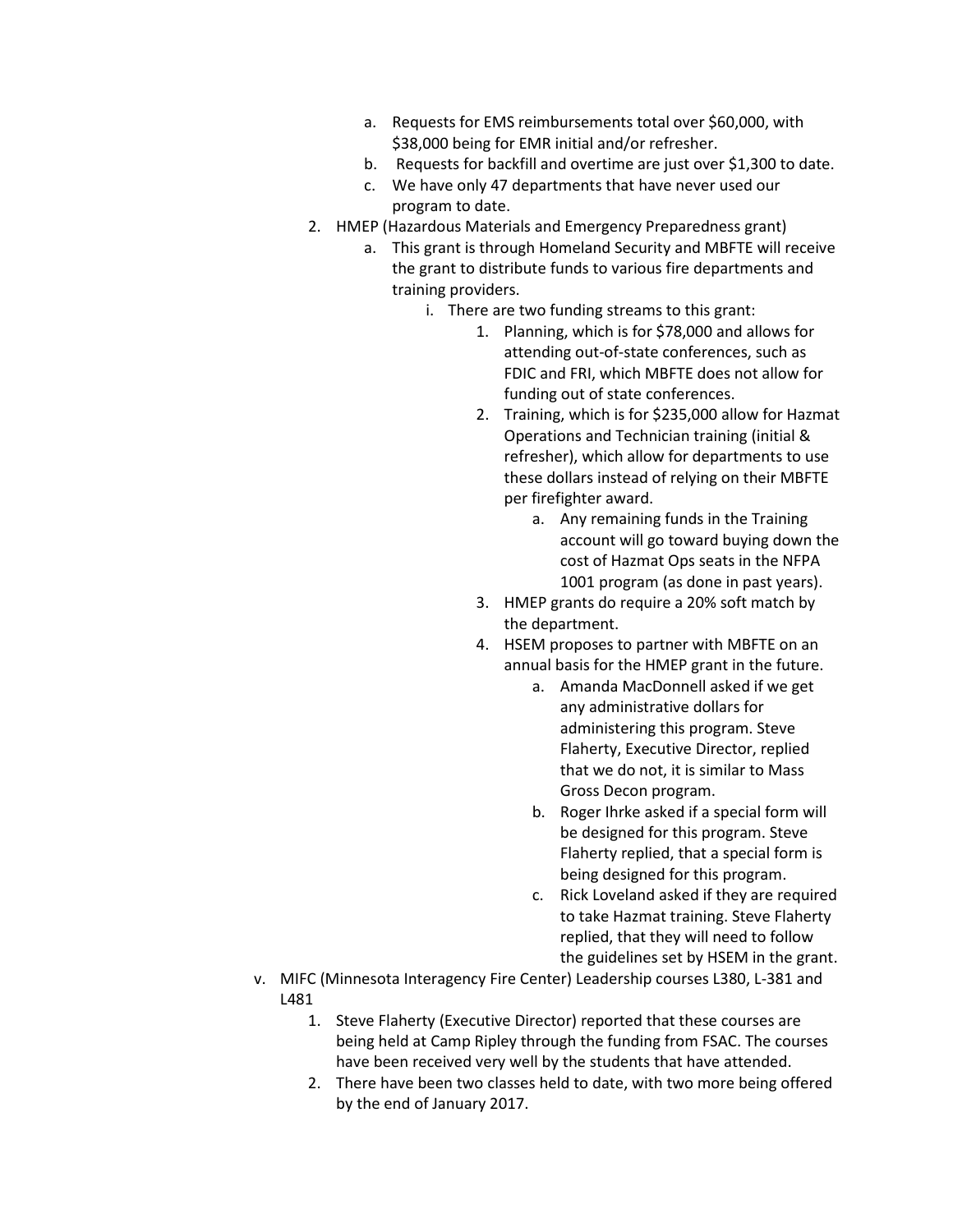a. Requests for EMS reimbursements total over $60,000, with $38,000 being for EMR initial and/or refresher.
b. Requests for backfill and overtime are just over $1,300 to date.
c. We have only 47 departments that have never used our program to date.

2. HMEP (Hazardous Materials and Emergency Preparedness grant)
    a. This grant is through Homeland Security and MBFTE will receive the grant to distribute funds to various fire departments and training providers.
        i. There are two funding streams to this grant:
            1. Planning, which is for $78,000 and allows for attending out-of-state conferences, such as FDIC and FRI, which MBFTE does not allow for funding out of state conferences.
            2. Training, which is for $235,000 allow for Hazmat Operations and Technician training (initial & refresher), which allow for departments to use these dollars instead of relying on their MBFTE per firefighter award.
                a. Any remaining funds in the Training account will go toward buying down the cost of Hazmat Ops seats in the NFPA 1001 program (as done in past years).
            3. HMEP grants do require a 20% soft match by the department.
            4. HSEM proposes to partner with MBFTE on an annual basis for the HMEP grant in the future.
                a. Amanda MacDonnell asked if we get any administrative dollars for administering this program. Steve Flaherty, Executive Director, replied that we do not, it is similar to Mass Gross Decon program.
                b. Roger Ihrke asked if a special form will be designed for this program. Steve Flaherty replied, that a special form is being designed for this program.
                c. Rick Loveland asked if they are required to take Hazmat training. Steve Flaherty replied, that they will need to follow the guidelines set by HSEM in the grant.

v. MIFC (Minnesota Interagency Fire Center) Leadership courses L380, L-381 and L481
    1. Steve Flaherty (Executive Director) reported that these courses are being held at Camp Ripley through the funding from FSAC. The courses have been received very well by the students that have attended.
    2. There have been two classes held to date, with two more being offered by the end of January 2017.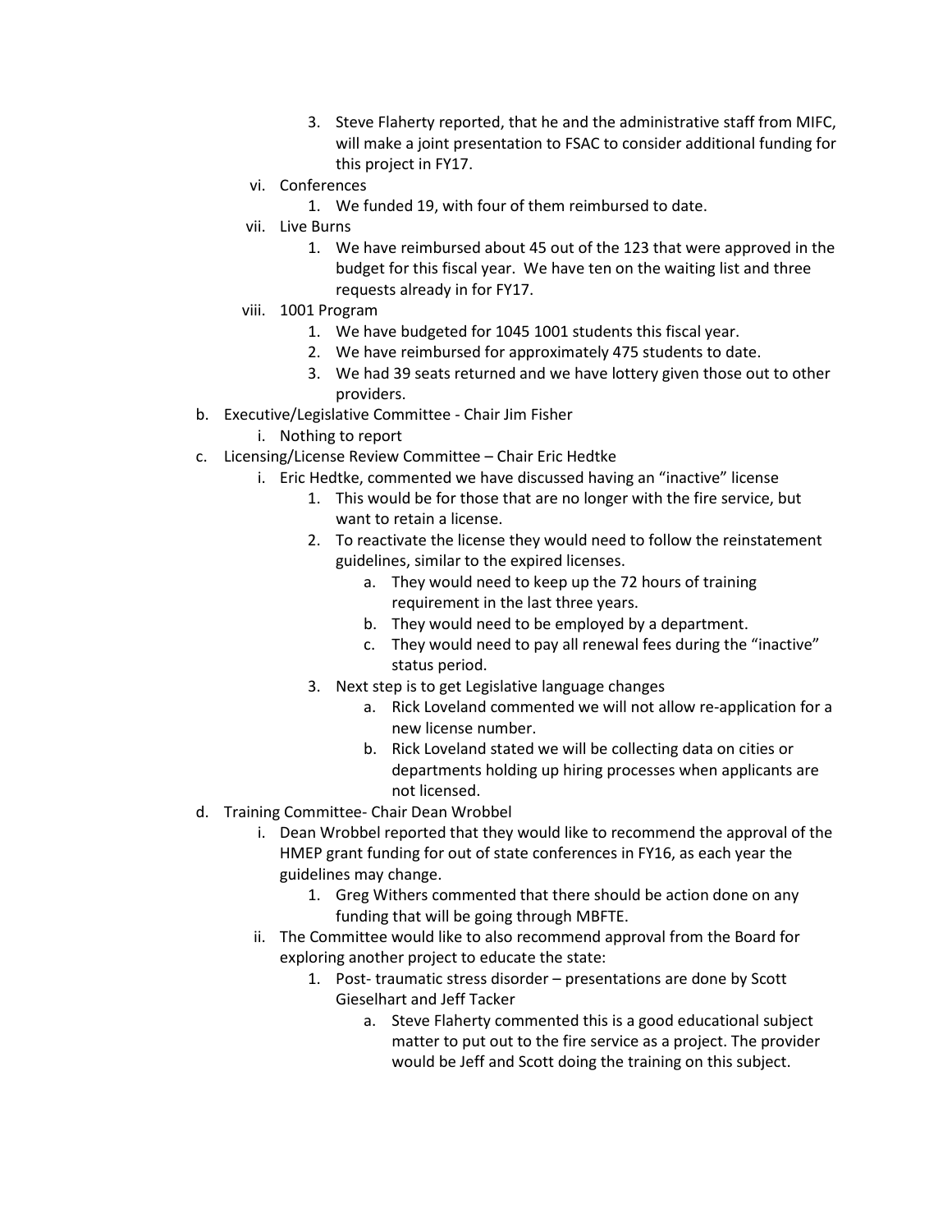3. Steve Flaherty reported, that he and the administrative staff from MIFC, will make a joint presentation to FSAC to consider additional funding for this project in FY17.

vi. Conferences
   1. We funded 19, with four of them reimbursed to date.

vii. Live Burns
   1. We have reimbursed about 45 out of the 123 that were approved in the budget for this fiscal year. We have ten on the waiting list and three requests already in for FY17.

viii. 1001 Program
   1. We have budgeted for 1045 1001 students this fiscal year.
   2. We have reimbursed for approximately 475 students to date.
   3. We had 39 seats returned and we have lottery given those out to other providers.

b. Executive/Legislative Committee - Chair Jim Fisher
   i. Nothing to report

c. Licensing/License Review Committee – Chair Eric Hedtke
   i. Eric Hedtke, commented we have discussed having an "inactive" license
      1. This would be for those that are no longer with the fire service, but want to retain a license.
      2. To reactivate the license they would need to follow the reinstatement guidelines, similar to the expired licenses.
         a. They would need to keep up the 72 hours of training requirement in the last three years.
         b. They would need to be employed by a department.
         c. They would need to pay all renewal fees during the "inactive" status period.
      3. Next step is to get Legislative language changes
         a. Rick Loveland commented we will not allow re-application for a new license number.
         b. Rick Loveland stated we will be collecting data on cities or departments holding up hiring processes when applicants are not licensed.

d. Training Committee- Chair Dean Wrobbel
   i. Dean Wrobbel reported that they would like to recommend the approval of the HMEP grant funding for out of state conferences in FY16, as each year the guidelines may change.
      1. Greg Withers commented that there should be action done on any funding that will be going through MBFTE.
   ii. The Committee would like to also recommend approval from the Board for exploring another project to educate the state:
      1. Post- traumatic stress disorder – presentations are done by Scott Gieselhart and Jeff Tacker
         a. Steve Flaherty commented this is a good educational subject matter to put out to the fire service as a project. The provider would be Jeff and Scott doing the training on this subject.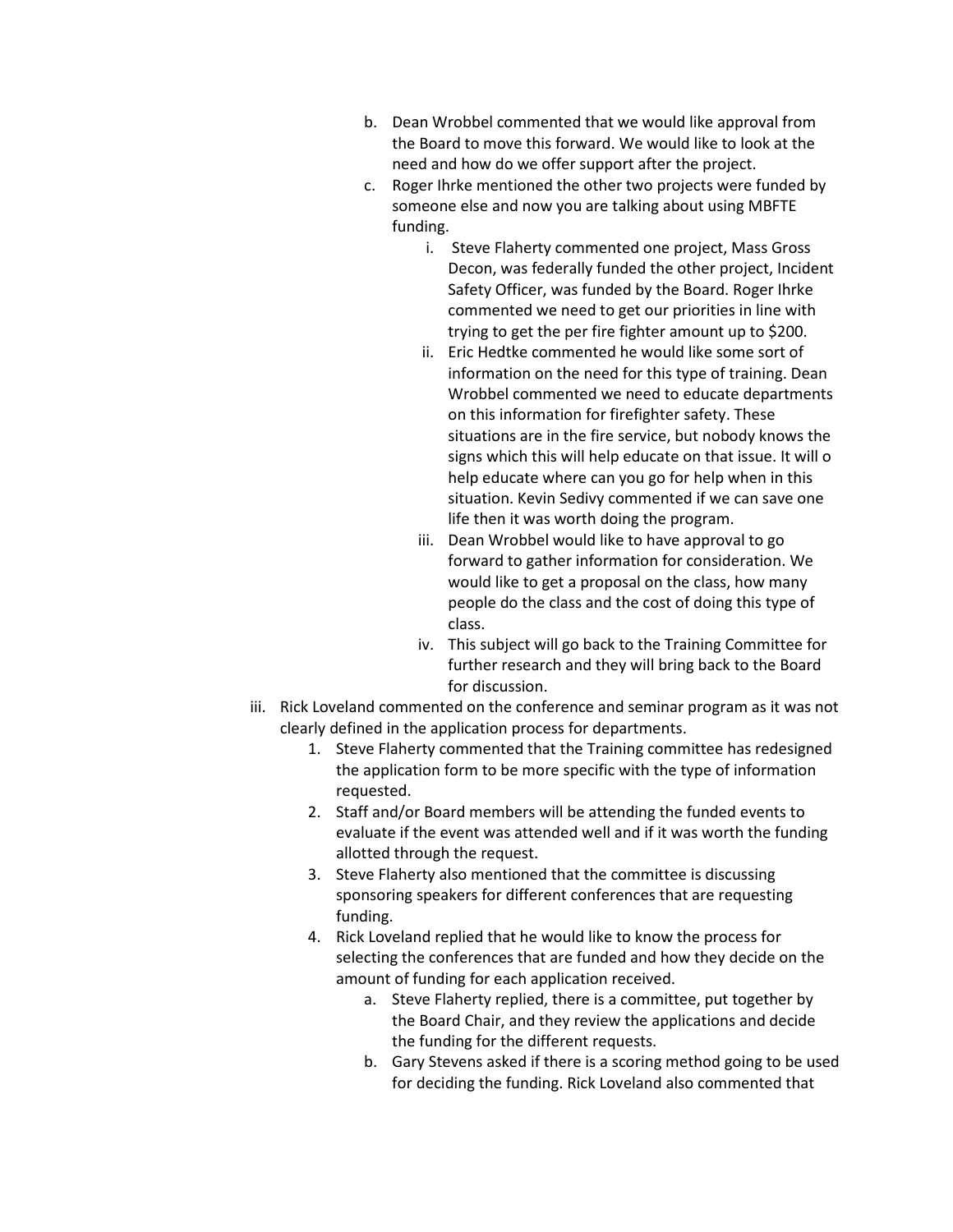b. Dean Wrobbel commented that we would like approval from the Board to move this forward. We would like to look at the need and how do we offer support after the project.

c. Roger Ihrke mentioned the other two projects were funded by someone else and now you are talking about using MBFTE funding.

   i. Steve Flaherty commented one project, Mass Gross Decon, was federally funded the other project, Incident Safety Officer, was funded by the Board. Roger Ihrke commented we need to get our priorities in line with trying to get the per fire fighter amount up to $200.

   ii. Eric Hedtke commented he would like some sort of information on the need for this type of training. Dean Wrobbel commented we need to educate departments on this information for firefighter safety. These situations are in the fire service, but nobody knows the signs which this will help educate on that issue. It will o help educate where can you go for help when in this situation. Kevin Sedivy commented if we can save one life then it was worth doing the program.

   iii. Dean Wrobbel would like to have approval to go forward to gather information for consideration. We would like to get a proposal on the class, how many people do the class and the cost of doing this type of class.

   iv. This subject will go back to the Training Committee for further research and they will bring back to the Board for discussion.

iii. Rick Loveland commented on the conference and seminar program as it was not clearly defined in the application process for departments.

1. Steve Flaherty commented that the Training committee has redesigned the application form to be more specific with the type of information requested.
2. Staff and/or Board members will be attending the funded events to evaluate if the event was attended well and if it was worth the funding allotted through the request.
3. Steve Flaherty also mentioned that the committee is discussing sponsoring speakers for different conferences that are requesting funding.
4. Rick Loveland replied that he would like to know the process for selecting the conferences that are funded and how they decide on the amount of funding for each application received.

   a. Steve Flaherty replied, there is a committee, put together by the Board Chair, and they review the applications and decide the funding for the different requests.

   b. Gary Stevens asked if there is a scoring method going to be used for deciding the funding. Rick Loveland also commented that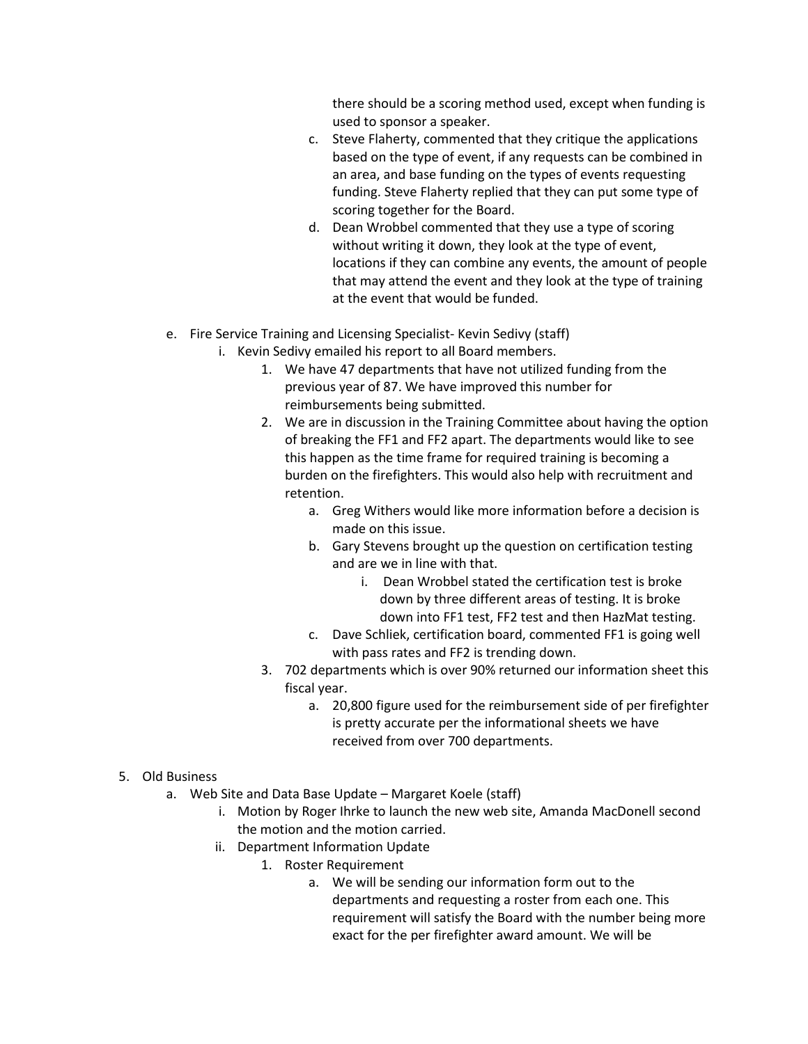there should be a scoring method used, except when funding is used to sponsor a speaker.

   c. Steve Flaherty, commented that they critique the applications based on the type of event, if any requests can be combined in an area, and base funding on the types of events requesting funding. Steve Flaherty replied that they can put some type of scoring together for the Board.
   d. Dean Wrobbel commented that they use a type of scoring without writing it down, they look at the type of event, locations if they can combine any events, the amount of people that may attend the event and they look at the type of training at the event that would be funded.

e. Fire Service Training and Licensing Specialist- Kevin Sedivy (staff)
   i. Kevin Sedivy emailed his report to all Board members.
      1. We have 47 departments that have not utilized funding from the previous year of 87. We have improved this number for reimbursements being submitted.
      2. We are in discussion in the Training Committee about having the option of breaking the FF1 and FF2 apart. The departments would like to see this happen as the time frame for required training is becoming a burden on the firefighters. This would also help with recruitment and retention.
         a. Greg Withers would like more information before a decision is made on this issue.
         b. Gary Stevens brought up the question on certification testing and are we in line with that.
            i. Dean Wrobbel stated the certification test is broke down by three different areas of testing. It is broke down into FF1 test, FF2 test and then HazMat testing.
         c. Dave Schliek, certification board, commented FF1 is going well with pass rates and FF2 is trending down.
      3. 702 departments which is over 90% returned our information sheet this fiscal year.
         a. 20,800 figure used for the reimbursement side of per firefighter is pretty accurate per the informational sheets we have received from over 700 departments.

5. Old Business
   a. Web Site and Data Base Update – Margaret Koele (staff)
      i. Motion by Roger Ihrke to launch the new web site, Amanda MacDonell second the motion and the motion carried.
      ii. Department Information Update
         1. Roster Requirement
            a. We will be sending our information form out to the departments and requesting a roster from each one. This requirement will satisfy the Board with the number being more exact for the per firefighter award amount. We will be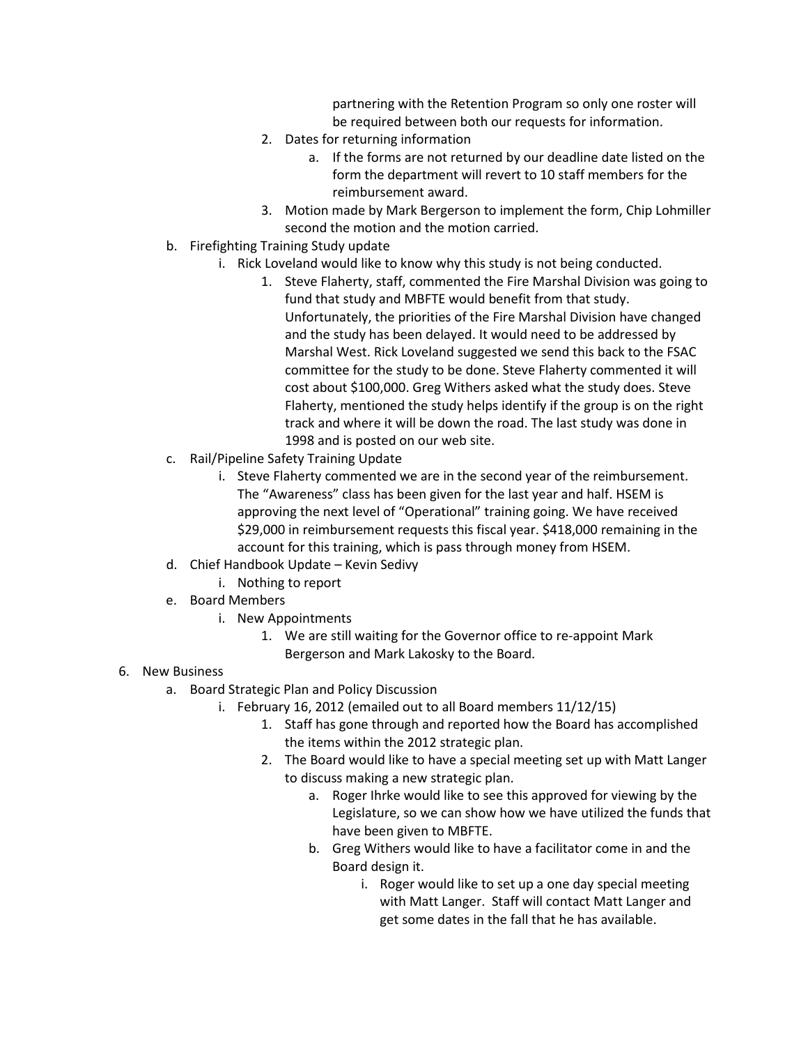partnering with the Retention Program so only one roster will be required between both our requests for information.

2. Dates for returning information
    a. If the forms are not returned by our deadline date listed on the form the department will revert to 10 staff members for the reimbursement award.
3. Motion made by Mark Bergerson to implement the form, Chip Lohmiller second the motion and the motion carried.

b. Firefighting Training Study update
    i. Rick Loveland would like to know why this study is not being conducted.
        1. Steve Flaherty, staff, commented the Fire Marshal Division was going to fund that study and MBFTE would benefit from that study. Unfortunately, the priorities of the Fire Marshal Division have changed and the study has been delayed. It would need to be addressed by Marshal West. Rick Loveland suggested we send this back to the FSAC committee for the study to be done. Steve Flaherty commented it will cost about $100,000. Greg Withers asked what the study does. Steve Flaherty, mentioned the study helps identify if the group is on the right track and where it will be down the road. The last study was done in 1998 and is posted on our web site.

c. Rail/Pipeline Safety Training Update
    i. Steve Flaherty commented we are in the second year of the reimbursement. The "Awareness" class has been given for the last year and half. HSEM is approving the next level of "Operational" training going. We have received $29,000 in reimbursement requests this fiscal year. $418,000 remaining in the account for this training, which is pass through money from HSEM.

d. Chief Handbook Update – Kevin Sedivy
    i. Nothing to report

e. Board Members
    i. New Appointments
        1. We are still waiting for the Governor office to re-appoint Mark Bergerson and Mark Lakosky to the Board.

6. New Business
    a. Board Strategic Plan and Policy Discussion
        i. February 16, 2012 (emailed out to all Board members 11/12/15)
            1. Staff has gone through and reported how the Board has accomplished the items within the 2012 strategic plan.
            2. The Board would like to have a special meeting set up with Matt Langer to discuss making a new strategic plan.
                a. Roger Ihrke would like to see this approved for viewing by the Legislature, so we can show how we have utilized the funds that have been given to MBFTE.
                b. Greg Withers would like to have a facilitator come in and the Board design it.
                    i. Roger would like to set up a one day special meeting with Matt Langer. Staff will contact Matt Langer and get some dates in the fall that he has available.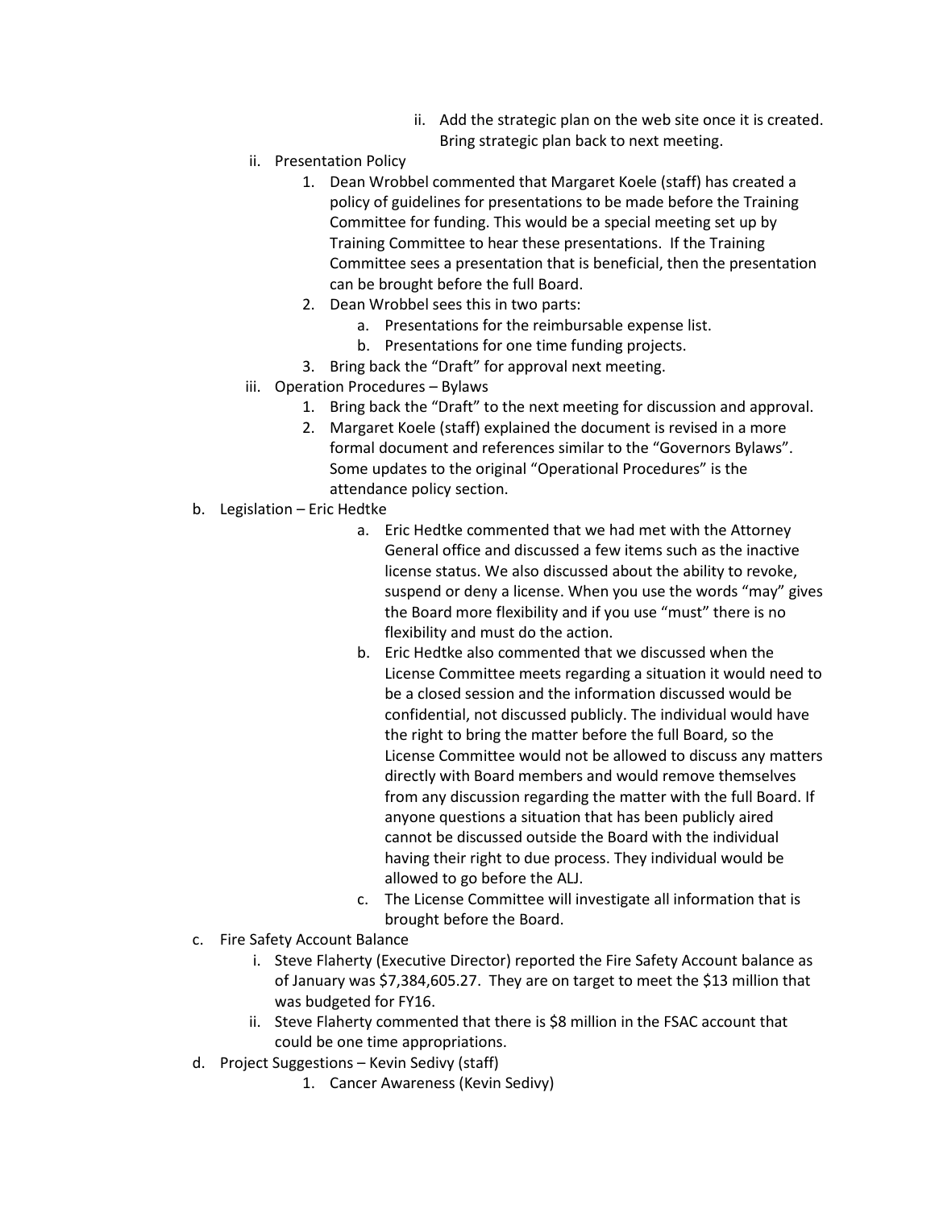- ii. Add the strategic plan on the web site once it is created. Bring strategic plan back to next meeting.

- ii. Presentation Policy
    1. Dean Wrobbel commented that Margaret Koele (staff) has created a policy of guidelines for presentations to be made before the Training Committee for funding. This would be a special meeting set up by Training Committee to hear these presentations. If the Training Committee sees a presentation that is beneficial, then the presentation can be brought before the full Board.
    2. Dean Wrobbel sees this in two parts:
        - a. Presentations for the reimbursable expense list.
        - b. Presentations for one time funding projects.
    3. Bring back the "Draft" for approval next meeting.
- iii. Operation Procedures – Bylaws
    1. Bring back the "Draft" to the next meeting for discussion and approval.
    2. Margaret Koele (staff) explained the document is revised in a more formal document and references similar to the "Governors Bylaws". Some updates to the original "Operational Procedures" is the attendance policy section.

b. Legislation – Eric Hedtke
- a. Eric Hedtke commented that we had met with the Attorney General office and discussed a few items such as the inactive license status. We also discussed about the ability to revoke, suspend or deny a license. When you use the words "may" gives the Board more flexibility and if you use "must" there is no flexibility and must do the action.
- b. Eric Hedtke also commented that we discussed when the License Committee meets regarding a situation it would need to be a closed session and the information discussed would be confidential, not discussed publicly. The individual would have the right to bring the matter before the full Board, so the License Committee would not be allowed to discuss any matters directly with Board members and would remove themselves from any discussion regarding the matter with the full Board. If anyone questions a situation that has been publicly aired cannot be discussed outside the Board with the individual having their right to due process. They individual would be allowed to go before the ALJ.
- c. The License Committee will investigate all information that is brought before the Board.

c. Fire Safety Account Balance
- i. Steve Flaherty (Executive Director) reported the Fire Safety Account balance as of January was $7,384,605.27. They are on target to meet the $13 million that was budgeted for FY16.
- ii. Steve Flaherty commented that there is $8 million in the FSAC account that could be one time appropriations.

d. Project Suggestions – Kevin Sedivy (staff)
1. Cancer Awareness (Kevin Sedivy)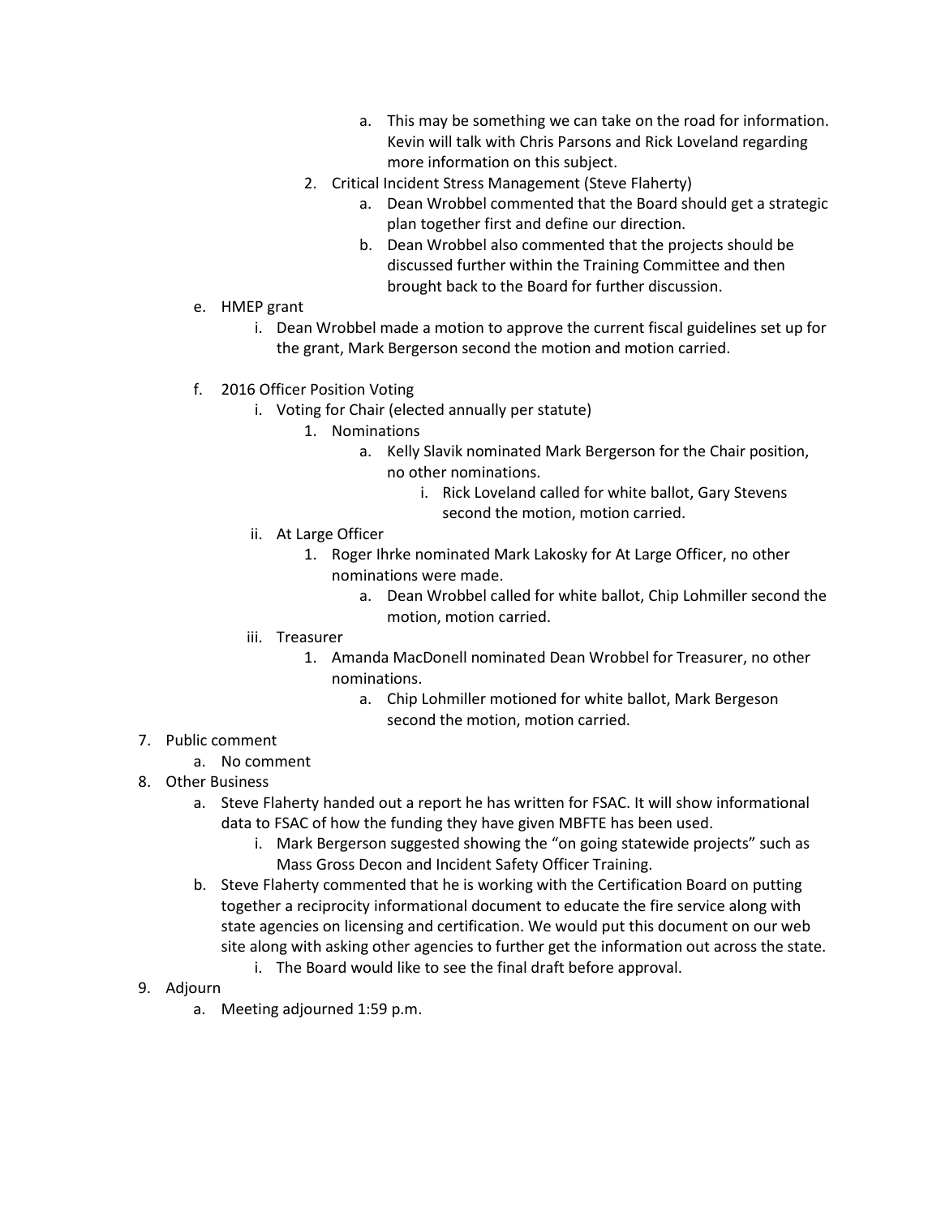a. This may be something we can take on the road for information. Kevin will talk with Chris Parsons and Rick Loveland regarding more information on this subject.

        2. Critical Incident Stress Management (Steve Flaherty)
            a. Dean Wrobbel commented that the Board should get a strategic plan together first and define our direction.
            b. Dean Wrobbel also commented that the projects should be discussed further within the Training Committee and then brought back to the Board for further discussion.

    e. HMEP grant
        i. Dean Wrobbel made a motion to approve the current fiscal guidelines set up for the grant, Mark Bergerson second the motion and motion carried.

    f. 2016 Officer Position Voting
        i. Voting for Chair (elected annually per statute)
            1. Nominations
                a. Kelly Slavik nominated Mark Bergerson for the Chair position, no other nominations.
                    i. Rick Loveland called for white ballot, Gary Stevens second the motion, motion carried.
        ii. At Large Officer
            1. Roger Ihrke nominated Mark Lakosky for At Large Officer, no other nominations were made.
                a. Dean Wrobbel called for white ballot, Chip Lohmiller second the motion, motion carried.
        iii. Treasurer
            1. Amanda MacDonell nominated Dean Wrobbel for Treasurer, no other nominations.
                a. Chip Lohmiller motioned for white ballot, Mark Bergeson second the motion, motion carried.

7. Public comment
    a. No comment
8. Other Business
    a. Steve Flaherty handed out a report he has written for FSAC. It will show informational data to FSAC of how the funding they have given MBFTE has been used.
        i. Mark Bergerson suggested showing the "on going statewide projects" such as Mass Gross Decon and Incident Safety Officer Training.
    b. Steve Flaherty commented that he is working with the Certification Board on putting together a reciprocity informational document to educate the fire service along with state agencies on licensing and certification. We would put this document on our web site along with asking other agencies to further get the information out across the state.
        i. The Board would like to see the final draft before approval.
9. Adjourn
    a. Meeting adjourned 1:59 p.m.